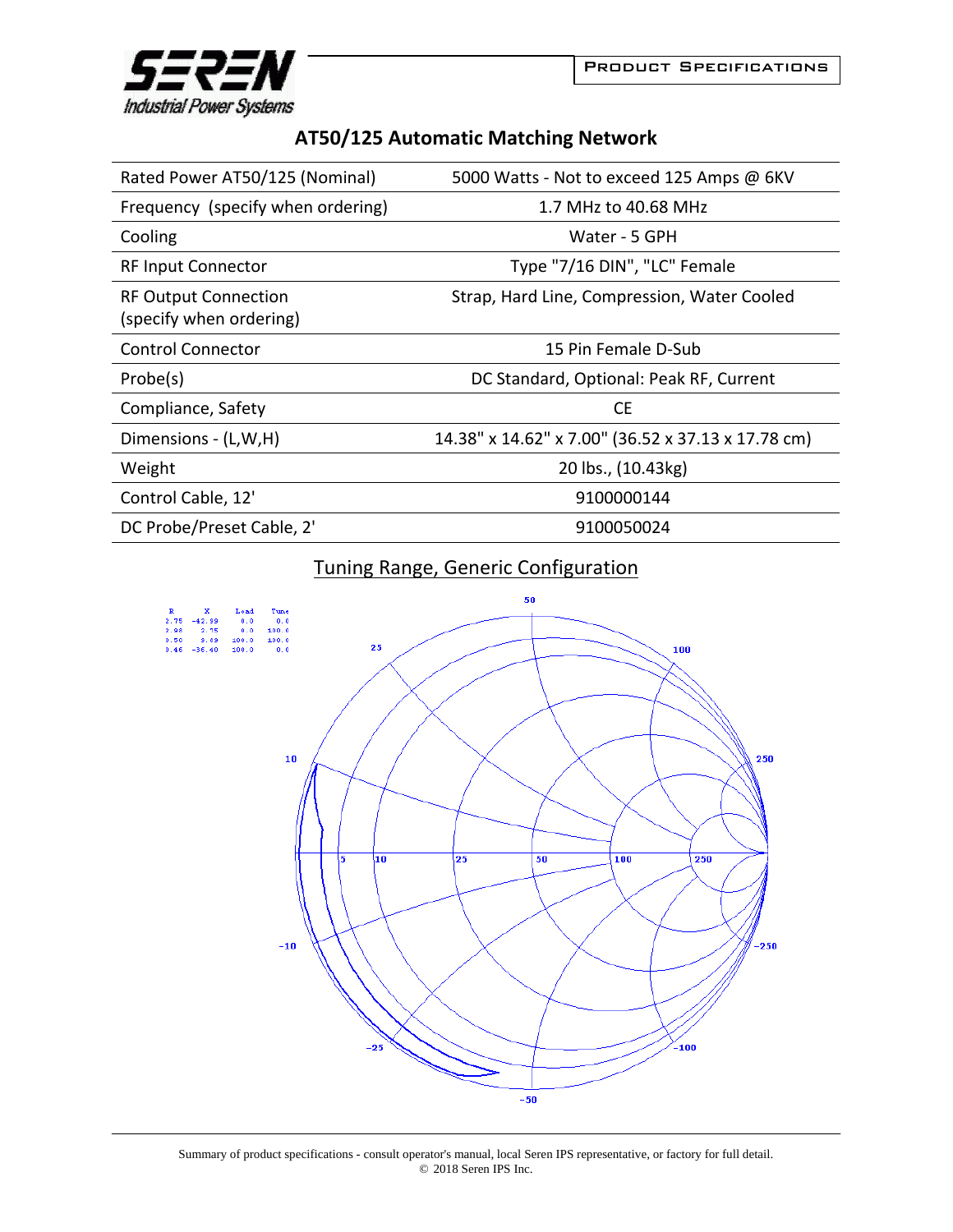# AT50/125 Automatic Matching Network

| | |
|---|---|
| Rated Power AT50/125 (Nominal) | 5000 Watts - Not to exceed 125 Amps @ 6KV |
| Frequency (specify when ordering) | 1.7 MHz to 40.68 MHz |
| Cooling | Water - 5 GPH |
| RF Input Connector | Type "7/16 DIN", "LC" Female |
| RF Output Connection (specify when ordering) | Strap, Hard Line, Compression, Water Cooled |
| Control Connector | 15 Pin Female D-Sub |
| Probe(s) | DC Standard, Optional: Peak RF, Current |
| Compliance, Safety | CE |
| Dimensions - (L,W,H) | 14.38" x 14.62" x 7.00" (36.52 x 37.13 x 17.78 cm) |
| Weight | 20 lbs., (10.43kg) |
| Control Cable, 12' | 9100000144 |
| DC Probe/Preset Cable, 2' | 9100050024 |

## Tuning Range, Generic Configuration

| R | X | Load | Tune |
|---|---|---|---|
| 2.75 | -42.99 | 0.0 | 0.0 |
| 2.98 | 2.75 | 0.0 | 100.0 |
| 0.50 | 9.09 | 100.0 | 100.0 |
| 0.46 | -36.40 | 100.0 | 0.0 |

Summary of product specifications - consult operator's manual, local Seren IPS representative, or factory for full detail.
© 2018 Seren IPS Inc.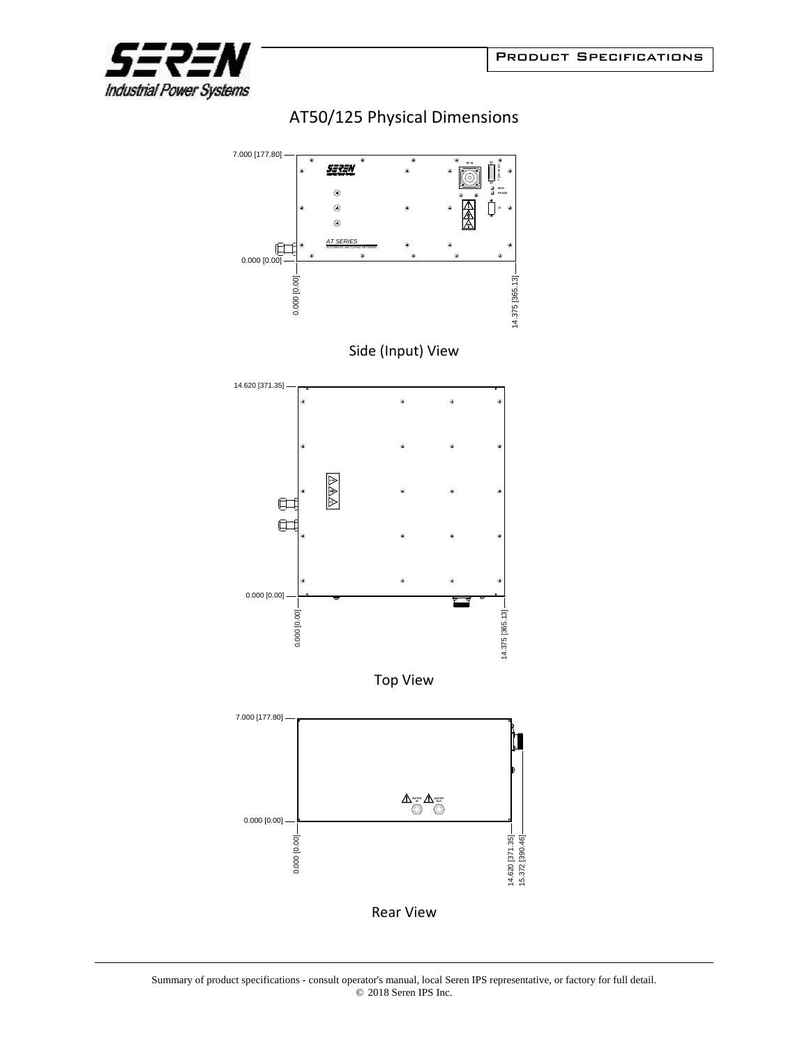# AT50/125 Physical Dimensions

7.000 [177.80]

0.000 [0.00]

0.000 [0.00]

14.375 [365.13]

Side (Input) View

14.620 [371.35]

0.000 [0.00]

0.000 [0.00]

14.375 [365.13]

Top View

7.000 [177.80]

0.000 [0.00]

0.000 [0.00]

14.620 [371.35]

15.372 [390.46]

Rear View

Summary of product specifications - consult operator's manual, local Seren IPS representative, or factory for full detail.
© 2018 Seren IPS Inc.